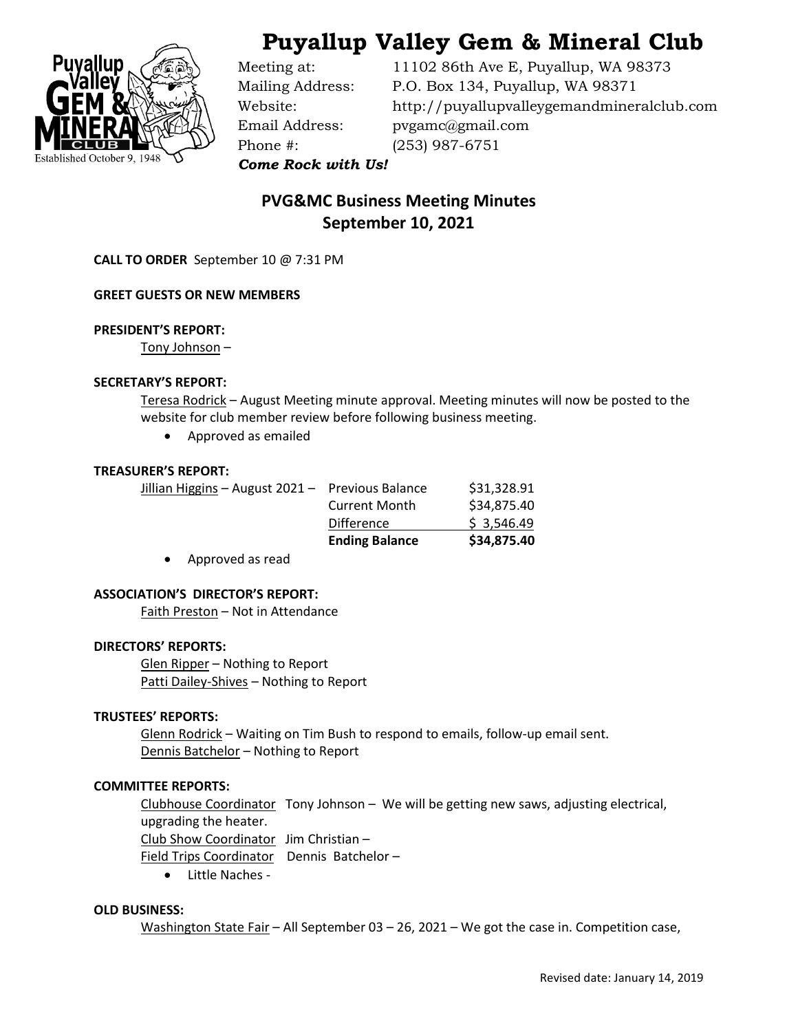# Puyallup Valley Gem & Mineral Club

Meeting at: 11102 86th Ave E, Puyallup, WA 98373
Mailing Address: P.O. Box 134, Puyallup, WA 98371
Website: http://puyallupvalleygemandmineralclub.com
Email Address: pvgamc@gmail.com
Phone #: (253) 987-6751

***Come Rock with Us!***

## PVG&MC Business Meeting Minutes
## September 10, 2021

**CALL TO ORDER** September 10 @ 7:31 PM

**GREET GUESTS OR NEW MEMBERS**

**PRESIDENT'S REPORT:**

Tony Johnson –

**SECRETARY'S REPORT:**

Teresa Rodrick – August Meeting minute approval. Meeting minutes will now be posted to the website for club member review before following business meeting.

- Approved as emailed

**TREASURER'S REPORT:**

| Jillian Higgins – August 2021 – | Previous Balance | $31,328.91 |
|---|---|---|
| | Current Month | $34,875.40 |
| | Difference | $ 3,546.49 |
| | **Ending Balance** | **$34,875.40** |

- Approved as read

**ASSOCIATION'S DIRECTOR'S REPORT:**

Faith Preston – Not in Attendance

**DIRECTORS' REPORTS:**

Glen Ripper – Nothing to Report
Patti Dailey-Shives – Nothing to Report

**TRUSTEES' REPORTS:**

Glenn Rodrick – Waiting on Tim Bush to respond to emails, follow-up email sent.
Dennis Batchelor – Nothing to Report

**COMMITTEE REPORTS:**

Clubhouse Coordinator Tony Johnson – We will be getting new saws, adjusting electrical, upgrading the heater.
Club Show Coordinator Jim Christian –
Field Trips Coordinator Dennis Batchelor –

- Little Naches -

**OLD BUSINESS:**

Washington State Fair – All September 03 – 26, 2021 – We got the case in. Competition case,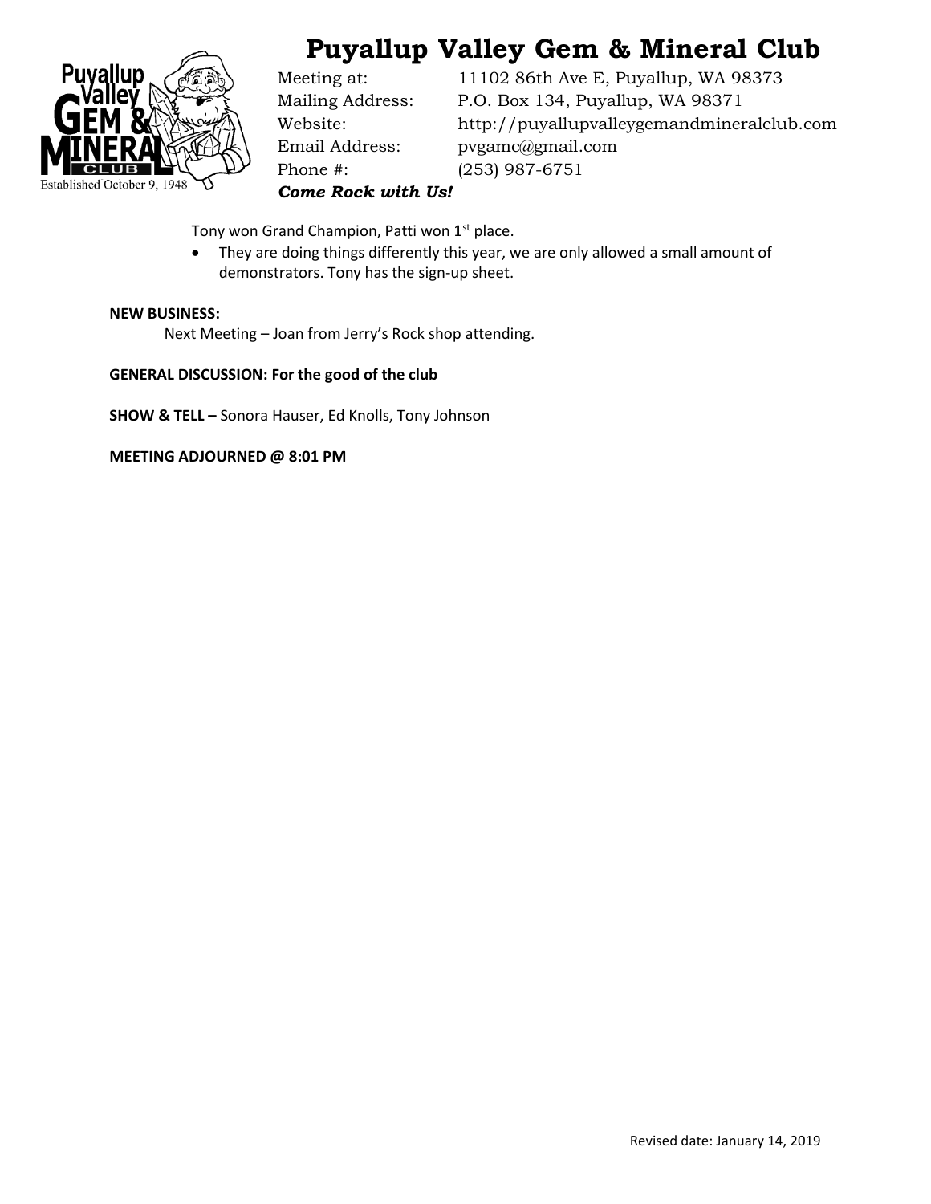Tony won Grand Champion, Patti won 1st place.

- They are doing things differently this year, we are only allowed a small amount of demonstrators. Tony has the sign-up sheet.

**NEW BUSINESS:**

Next Meeting – Joan from Jerry's Rock shop attending.

**GENERAL DISCUSSION: For the good of the club**

**SHOW & TELL –** Sonora Hauser, Ed Knolls, Tony Johnson

**MEETING ADJOURNED @ 8:01 PM**